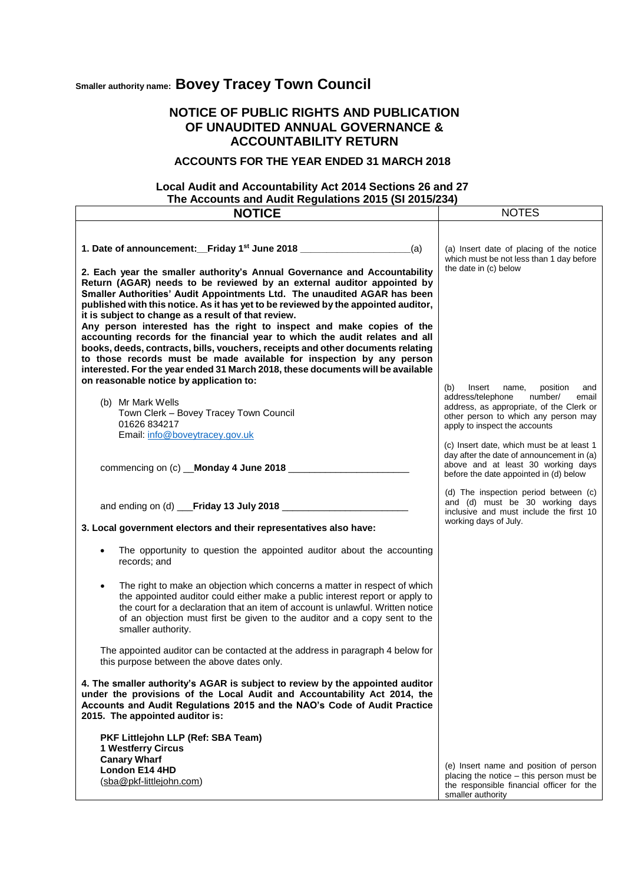Smaller authority name: **Bovey Tracey Town Council**

# NOTICE OF PUBLIC RIGHTS AND PUBLICATION OF UNAUDITED ANNUAL GOVERNANCE & ACCOUNTABILITY RETURN

## ACCOUNTS FOR THE YEAR ENDED 31 MARCH 2018

### Local Audit and Accountability Act 2014 Sections 26 and 27
### The Accounts and Audit Regulations 2015 (SI 2015/234)

| NOTICE | NOTES |
|---|---|
| **1. Date of announcement:__Friday 1st June 2018 ____________________**(a)<br><br>**2. Each year the smaller authority's Annual Governance and Accountability Return (AGAR) needs to be reviewed by an external auditor appointed by Smaller Authorities' Audit Appointments Ltd. The unaudited AGAR has been published with this notice. As it has yet to be reviewed by the appointed auditor, it is subject to change as a result of that review.**<br>**Any person interested has the right to inspect and make copies of the accounting records for the financial year to which the audit relates and all books, deeds, contracts, bills, vouchers, receipts and other documents relating to those records must be made available for inspection by any person interested. For the year ended 31 March 2018, these documents will be available on reasonable notice by application to:**<br><br>(b) Mr Mark Wells<br>Town Clerk – Bovey Tracey Town Council<br>01626 834217<br>Email: info@boveytracey.gov.uk<br><br>commencing on (c) __**Monday 4 June 2018** _______________________<br><br>and ending on (d) ___**Friday 13 July 2018** ________________________ | (a) Insert date of placing of the notice which must be not less than 1 day before the date in (c) below<br><br>(b) Insert name, position and address/telephone number/ email address, as appropriate, of the Clerk or other person to which any person may apply to inspect the accounts<br><br>(c) Insert date, which must be at least 1 day after the date of announcement in (a) above and at least 30 working days before the date appointed in (d) below<br><br>(d) The inspection period between (c) and (d) must be 30 working days inclusive and must include the first 10 working days of July. |
| **3. Local government electors and their representatives also have:**<br><br>• The opportunity to question the appointed auditor about the accounting records; and<br><br>• The right to make an objection which concerns a matter in respect of which the appointed auditor could either make a public interest report or apply to the court for a declaration that an item of account is unlawful. Written notice of an objection must first be given to the auditor and a copy sent to the smaller authority.<br><br>The appointed auditor can be contacted at the address in paragraph 4 below for this purpose between the above dates only.<br><br>**4. The smaller authority's AGAR is subject to review by the appointed auditor under the provisions of the Local Audit and Accountability Act 2014, the Accounts and Audit Regulations 2015 and the NAO's Code of Audit Practice 2015. The appointed auditor is:**<br><br>**PKF Littlejohn LLP (Ref: SBA Team)**<br>**1 Westferry Circus**<br>**Canary Wharf**<br>**London E14 4HD**<br>(sba@pkf-littlejohn.com) | (e) Insert name and position of person placing the notice – this person must be the responsible financial officer for the smaller authority |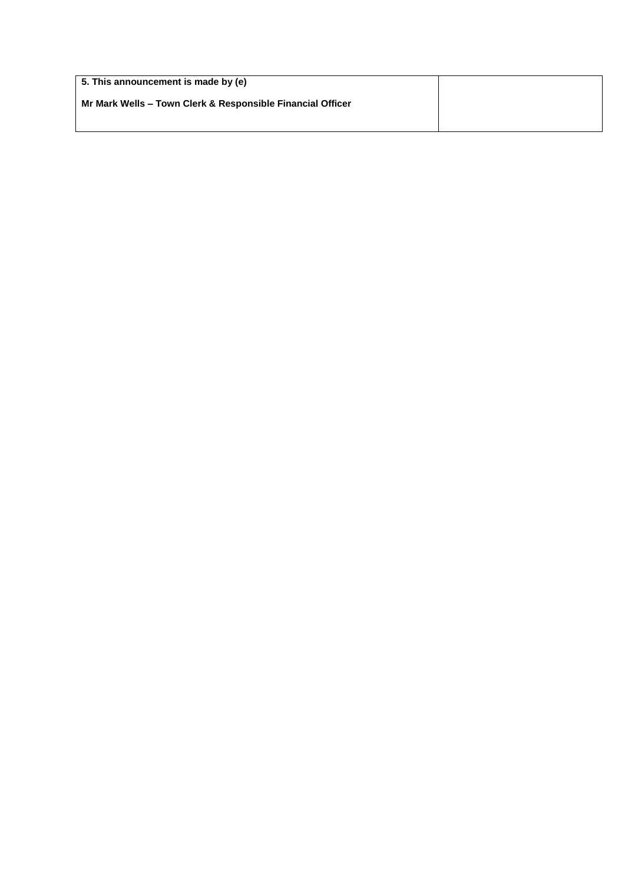| | |
|---|---|
| **5. This announcement is made by (e)**<br><br>**Mr Mark Wells – Town Clerk & Responsible Financial Officer** | |